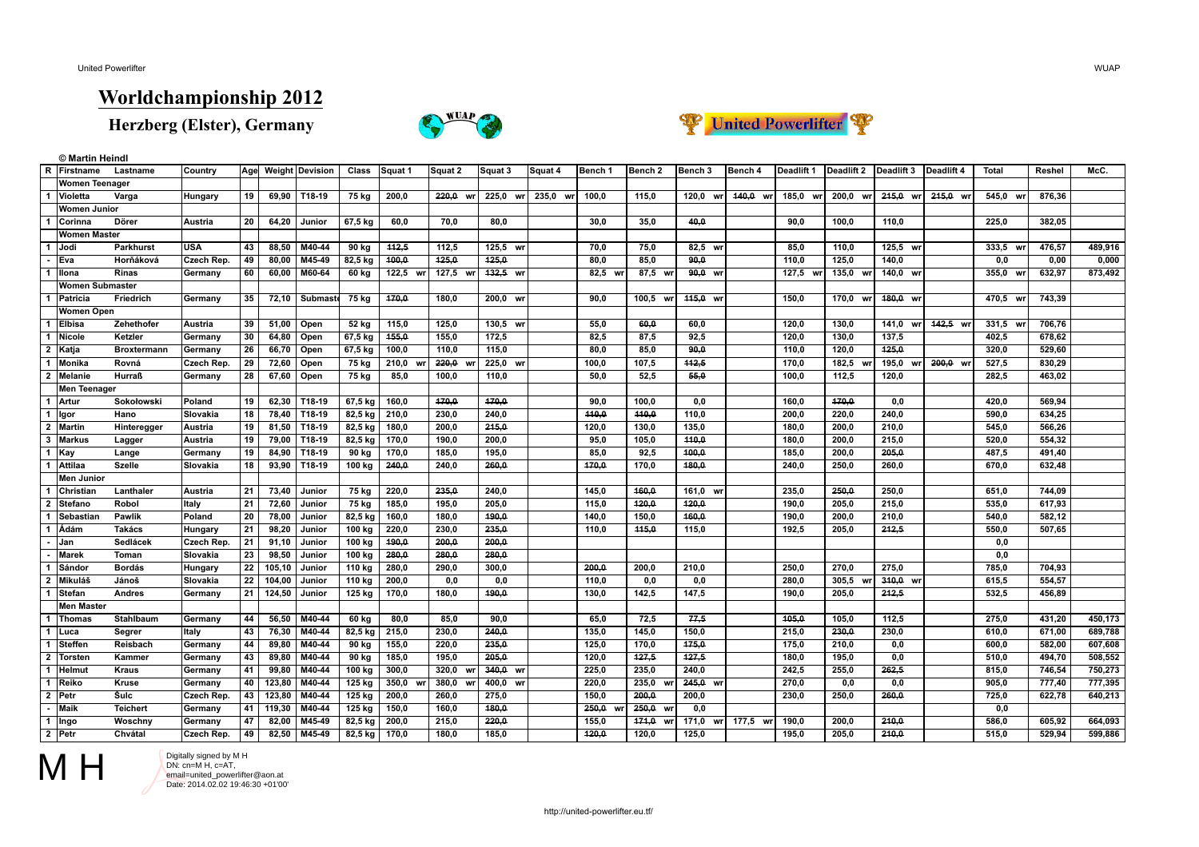# Worldchampionship 2012

## Herzberg (Elster), Germany

© Martin Heindl

| R | Firstname | Lastname | Country | Age | Weight | Devision | Class | Squat 1 | Squat 2 | Squat 3 | Squat 4 | Bench 1 | Bench 2 | Bench 3 | Bench 4 | Deadlift 1 | Deadlift 2 | Deadlift 3 | Deadlift 4 | Total | Reshel | McC. |
|---|---|---|---|---|---|---|---|---|---|---|---|---|---|---|---|---|---|---|---|---|---|---|
| | **Women Teenager** | | | | | | | | | | | | | | | | | | | | | |
| 1 | Violetta | Varga | Hungary | 19 | 69,90 | T18-19 | 75 kg | 200,0 | ~~220,0~~ wr | 225,0 wr | 235,0 wr | 100,0 | 115,0 | 120,0 wr | ~~140,0~~ wr | 185,0 wr | 200,0 wr | ~~215,0~~ wr | ~~215,0~~ wr | 545,0 wr | 876,36 | |
| | **Women Junior** | | | | | | | | | | | | | | | | | | | | | |
| 1 | Corinna | Dörer | Austria | 20 | 64,20 | Junior | 67,5 kg | 60,0 | 70,0 | 80,0 | | 30,0 | 35,0 | ~~40,0~~ | | 90,0 | 100,0 | 110,0 | | 225,0 | 382,05 | |
| | **Women Master** | | | | | | | | | | | | | | | | | | | | | |
| 1 | Jodi | Parkhurst | USA | 43 | 88,50 | M40-44 | 90 kg | ~~112,5~~ | 112,5 | 125,5 wr | | 70,0 | 75,0 | 82,5 wr | | 85,0 | 110,0 | 125,5 wr | | 333,5 wr | 476,57 | 489,916 |
| - | Eva | Horňáková | Czech Rep. | 49 | 80,00 | M45-49 | 82,5 kg | ~~100,0~~ | ~~125,0~~ | ~~125,0~~ | | 80,0 | 85,0 | ~~90,0~~ | | 110,0 | 125,0 | 140,0 | | 0,0 | 0,00 | 0,000 |
| 1 | Ilona | Rinas | Germany | 60 | 60,00 | M60-64 | 60 kg | 122,5 wr | 127,5 wr | ~~132,5~~ wr | | 82,5 wr | 87,5 wr | ~~90,0~~ wr | | 127,5 wr | 135,0 wr | 140,0 wr | | 355,0 wr | 632,97 | 873,492 |
| | **Women Submaster** | | | | | | | | | | | | | | | | | | | | | |
| 1 | Patricia | Friedrich | Germany | 35 | 72,10 | Submaste | 75 kg | ~~170,0~~ | 180,0 | 200,0 wr | | 90,0 | 100,5 wr | ~~115,0~~ wr | | 150,0 | 170,0 wr | ~~180,0~~ wr | | 470,5 wr | 743,39 | |
| | **Women Open** | | | | | | | | | | | | | | | | | | | | | |
| 1 | Elbisa | Zehethofer | Austria | 39 | 51,00 | Open | 52 kg | 115,0 | 125,0 | 130,5 wr | | 55,0 | ~~60,0~~ | 60,0 | | 120,0 | 130,0 | 141,0 wr | ~~142,5~~ wr | 331,5 wr | 706,76 | |
| 1 | Nicole | Ketzler | Germany | 30 | 64,80 | Open | 67,5 kg | ~~155,0~~ | 155,0 | 172,5 | | 82,5 | 87,5 | 92,5 | | 120,0 | 130,0 | 137,5 | | 402,5 | 678,62 | |
| 2 | Katja | Broxtermann | Germany | 26 | 66,70 | Open | 67,5 kg | 100,0 | 110,0 | 115,0 | | 80,0 | 85,0 | ~~90,0~~ | | 110,0 | 120,0 | ~~125,0~~ | | 320,0 | 529,60 | |
| 1 | Monika | Rovná | Czech Rep. | 29 | 72,60 | Open | 75 kg | 210,0 wr | ~~220,0~~ wr | 225,0 wr | | 100,0 | 107,5 | ~~112,5~~ | | 170,0 | 182,5 wr | 195,0 wr | ~~200,0~~ wr | 527,5 | 830,29 | |
| 2 | Melanie | Hurraß | Germany | 28 | 67,60 | Open | 75 kg | 85,0 | 100,0 | 110,0 | | 50,0 | 52,5 | ~~55,0~~ | | 100,0 | 112,5 | 120,0 | | 282,5 | 463,02 | |
| | **Men Teenager** | | | | | | | | | | | | | | | | | | | | | |
| 1 | Artur | Sokołowski | Poland | 19 | 62,30 | T18-19 | 67,5 kg | 160,0 | ~~170,0~~ | ~~170,0~~ | | 90,0 | 100,0 | 0,0 | | 160,0 | ~~170,0~~ | 0,0 | | 420,0 | 569,94 | |
| 1 | Igor | Hano | Slovakia | 18 | 78,40 | T18-19 | 82,5 kg | 210,0 | 230,0 | 240,0 | | ~~110,0~~ | ~~110,0~~ | 110,0 | | 200,0 | 220,0 | 240,0 | | 590,0 | 634,25 | |
| 2 | Martin | Hinteregger | Austria | 19 | 81,50 | T18-19 | 82,5 kg | 180,0 | 200,0 | ~~215,0~~ | | 120,0 | 130,0 | 135,0 | | 180,0 | 200,0 | 210,0 | | 545,0 | 566,26 | |
| 3 | Markus | Lagger | Austria | 19 | 79,00 | T18-19 | 82,5 kg | 170,0 | 190,0 | 200,0 | | 95,0 | 105,0 | ~~110,0~~ | | 180,0 | 200,0 | 215,0 | | 520,0 | 554,32 | |
| 1 | Kay | Lange | Germany | 19 | 84,90 | T18-19 | 90 kg | 170,0 | 185,0 | 195,0 | | 85,0 | 92,5 | ~~100,0~~ | | 185,0 | 200,0 | ~~205,0~~ | | 487,5 | 491,40 | |
| 1 | Attilaa | Szelle | Slovakia | 18 | 93,90 | T18-19 | 100 kg | ~~240,0~~ | 240,0 | ~~260,0~~ | | ~~170,0~~ | 170,0 | ~~180,0~~ | | 240,0 | 250,0 | 260,0 | | 670,0 | 632,48 | |
| | **Men Junior** | | | | | | | | | | | | | | | | | | | | | |
| 1 | Christian | Lanthaler | Austria | 21 | 73,40 | Junior | 75 kg | 220,0 | ~~235,0~~ | 240,0 | | 145,0 | ~~160,0~~ | 161,0 wr | | 235,0 | ~~250,0~~ | 250,0 | | 651,0 | 744,09 | |
| 2 | Stefano | Robol | Italy | 21 | 72,60 | Junior | 75 kg | 185,0 | 195,0 | 205,0 | | 115,0 | ~~120,0~~ | ~~120,0~~ | | 190,0 | 205,0 | 215,0 | | 535,0 | 617,93 | |
| 1 | Sebastian | Pawlik | Poland | 20 | 78,00 | Junior | 82,5 kg | 160,0 | 180,0 | ~~190,0~~ | | 140,0 | 150,0 | ~~160,0~~ | | 190,0 | 200,0 | 210,0 | | 540,0 | 582,12 | |
| 1 | Ádám | Takács | Hungary | 21 | 98,20 | Junior | 100 kg | 220,0 | 230,0 | ~~235,0~~ | | 110,0 | ~~115,0~~ | 115,0 | | 192,5 | 205,0 | ~~212,5~~ | | 550,0 | 507,65 | |
| - | Jan | Sedlácek | Czech Rep. | 21 | 91,10 | Junior | 100 kg | ~~190,0~~ | ~~200,0~~ | ~~200,0~~ | | | | | | | | | | 0,0 | | |
| - | Marek | Toman | Slovakia | 23 | 98,50 | Junior | 100 kg | ~~280,0~~ | ~~280,0~~ | ~~280,0~~ | | | | | | | | | | 0,0 | | |
| 1 | Sándor | Bordás | Hungary | 22 | 105,10 | Junior | 110 kg | 280,0 | 290,0 | 300,0 | | ~~200,0~~ | 200,0 | 210,0 | | 250,0 | 270,0 | 275,0 | | 785,0 | 704,93 | |
| 2 | Mikuláš | Jánoš | Slovakia | 22 | 104,00 | Junior | 110 kg | 200,0 | 0,0 | 0,0 | | 110,0 | 0,0 | 0,0 | | 280,0 | 305,5 wr | ~~310,0~~ wr | | 615,5 | 554,57 | |
| 1 | Stefan | Andres | Germany | 21 | 124,50 | Junior | 125 kg | 170,0 | 180,0 | ~~190,0~~ | | 130,0 | 142,5 | 147,5 | | 190,0 | 205,0 | ~~212,5~~ | | 532,5 | 456,89 | |
| | **Men Master** | | | | | | | | | | | | | | | | | | | | | |
| 1 | Thomas | Stahlbaum | Germany | 44 | 56,50 | M40-44 | 60 kg | 80,0 | 85,0 | 90,0 | | 65,0 | 72,5 | ~~77,5~~ | | ~~105,0~~ | 105,0 | 112,5 | | 275,0 | 431,20 | 450,173 |
| 1 | Luca | Segrer | Italy | 43 | 76,30 | M40-44 | 82,5 kg | 215,0 | 230,0 | ~~240,0~~ | | 135,0 | 145,0 | 150,0 | | 215,0 | ~~230,0~~ | 230,0 | | 610,0 | 671,00 | 689,788 |
| 1 | Steffen | Reisbach | Germany | 44 | 89,80 | M40-44 | 90 kg | 155,0 | 220,0 | ~~235,0~~ | | 125,0 | 170,0 | ~~175,0~~ | | 175,0 | 210,0 | 0,0 | | 600,0 | 582,00 | 607,608 |
| 2 | Torsten | Kammer | Germany | 43 | 89,80 | M40-44 | 90 kg | 185,0 | 195,0 | ~~205,0~~ | | 120,0 | ~~127,5~~ | ~~127,5~~ | | 180,0 | 195,0 | 0,0 | | 510,0 | 494,70 | 508,552 |
| 1 | Helmut | Kraus | Germany | 41 | 99,80 | M40-44 | 100 kg | 300,0 | 320,0 wr | ~~340,0~~ wr | | 225,0 | 235,0 | 240,0 | | 242,5 | 255,0 | ~~262,5~~ | | 815,0 | 746,54 | 750,273 |
| 1 | Reiko | Kruse | Germany | 40 | 123,80 | M40-44 | 125 kg | 350,0 wr | 380,0 wr | 400,0 wr | | 220,0 | 235,0 wr | ~~245,0~~ wr | | 270,0 | 0,0 | 0,0 | | 905,0 | 777,40 | 777,395 |
| 2 | Petr | Šulc | Czech Rep. | 43 | 123,80 | M40-44 | 125 kg | 200,0 | 260,0 | 275,0 | | 150,0 | ~~200,0~~ | 200,0 | | 230,0 | 250,0 | ~~260,0~~ | | 725,0 | 622,78 | 640,213 |
| - | Maik | Teichert | Germany | 41 | 119,30 | M40-44 | 125 kg | 150,0 | 160,0 | ~~180,0~~ | | ~~250,0~~ wr | ~~250,0~~ wr | 0,0 | | | | | | 0,0 | | |
| 1 | Ingo | Woschny | Germany | 47 | 82,00 | M45-49 | 82,5 kg | 200,0 | 215,0 | ~~220,0~~ | | 155,0 | ~~171,0~~ wr | 171,0 wr | 177,5 wr | 190,0 | 200,0 | ~~210,0~~ | | 586,0 | 605,92 | 664,093 |
| 2 | Petr | Chvátal | Czech Rep. | 49 | 82,50 | M45-49 | 82,5 kg | 170,0 | 180,0 | 185,0 | | ~~120,0~~ | 120,0 | 125,0 | | 195,0 | 205,0 | ~~210,0~~ | | 515,0 | 529,94 | 599,886 |

M H

Digitally signed by M H
DN: cn=M H, c=AT,
email=united_powerlifter@aon.at
Date: 2014.02.02 19:46:30 +01'00'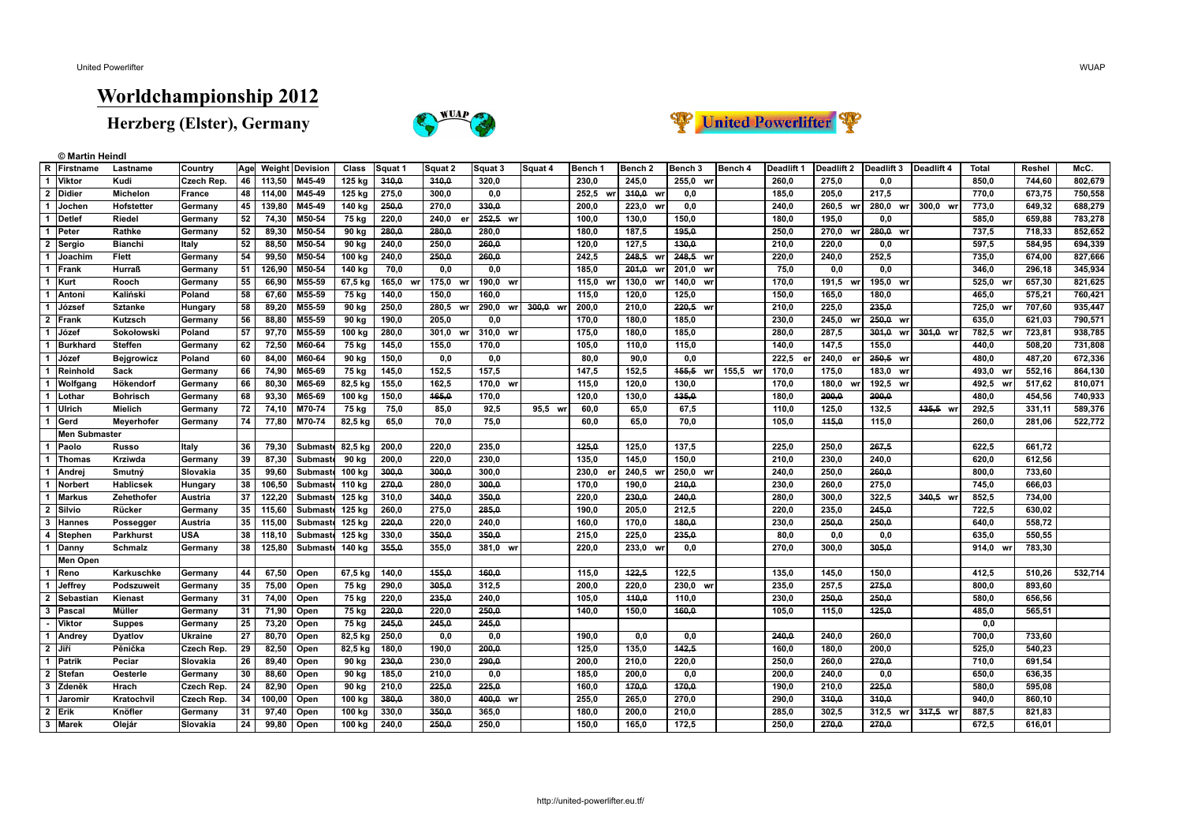# Worldchampionship 2012

## Herzberg (Elster), Germany

© Martin Heindl

| R | Firstname | Lastname | Country | Age | Weight | Devision | Class | Squat 1 | Squat 2 | Squat 3 | Squat 4 | Bench 1 | Bench 2 | Bench 3 | Bench 4 | Deadlift 1 | Deadlift 2 | Deadlift 3 | Deadlift 4 | Total | Reshel | McC. |
|---|---|---|---|---|---|---|---|---|---|---|---|---|---|---|---|---|---|---|---|---|---|---|
| 1 | Viktor | Kudi | Czech Rep. | 46 | 113,50 | M45-49 | 125 kg | 310,0 | 320,0 | | | 230,0 | 245,0 | 255,0 wr | | 260,0 | 275,0 | 0,0 | | 850,0 | 744,60 | 802,679 |
| 2 | Didier | Michelon | France | 48 | 114,00 | M45-49 | 125 kg | 275,0 | 300,0 | 0,0 | | 252,5 wr | 310,0 wr | 0,0 | | 185,0 | 205,0 | 217,5 | | 770,0 | 673,75 | 750,558 |
| 1 | Jochen | Hofstetter | Germany | 45 | 139,80 | M45-49 | 140 kg | 250,0 | 270,0 | 330,0 | | 200,0 | 223,0 wr | 0,0 | | 240,0 | 260,5 wr | 280,0 wr | 300,0 wr | 773,0 | 649,32 | 688,279 |
| 1 | Detlef | Riedel | Germany | 52 | 74,30 | M50-54 | 75 kg | 220,0 | 240,0 er | 252,5 wr | | 100,0 | 130,0 | 150,0 | | 180,0 | 195,0 | 0,0 | | 585,0 | 659,88 | 783,278 |
| 1 | Peter | Rathke | Germany | 52 | 89,30 | M50-54 | 90 kg | 280,0 | 280,0 | 280,0 | | 180,0 | 187,5 | 195,0 | | 250,0 | 270,0 wr | 280,0 wr | | 737,5 | 718,33 | 852,652 |
| 2 | Sergio | Bianchi | Italy | 52 | 88,50 | M50-54 | 90 kg | 240,0 | 250,0 | 260,0 | | 120,0 | 127,5 | 130,0 | | 210,0 | 220,0 | 0,0 | | 597,5 | 584,95 | 694,339 |
| 1 | Joachim | Flett | Germany | 54 | 99,50 | M50-54 | 100 kg | 240,0 | 250,0 | 260,0 | | 242,5 | 248,5 wr | 248,5 wr | | 220,0 | 240,0 | 252,5 | | 735,0 | 674,00 | 827,666 |
| 1 | Frank | Hurraß | Germany | 51 | 126,90 | M50-54 | 140 kg | 70,0 | 0,0 | 0,0 | | 185,0 | 201,0 wr | 201,0 wr | | 75,0 | 0,0 | 0,0 | | 346,0 | 296,18 | 345,934 |
| 1 | Kurt | Rooch | Germany | 55 | 66,90 | M55-59 | 67,5 kg | 165,0 wr | 175,0 wr | 190,0 wr | | 115,0 wr | 130,0 wr | 140,0 wr | | 170,0 | 191,5 wr | 195,0 wr | | 525,0 wr | 657,30 | 821,625 |
| 1 | Antoni | Kaliński | Poland | 58 | 67,60 | M55-59 | 75 kg | 140,0 | 150,0 | 160,0 | | 115,0 | 120,0 | 125,0 | | 150,0 | 165,0 | 180,0 | | 465,0 | 575,21 | 760,421 |
| 1 | József | Sztanke | Hungary | 58 | 89,20 | M55-59 | 90 kg | 250,0 | 280,5 wr | 290,0 wr | 300,0 wr | 200,0 | 210,0 | 220,5 wr | | 210,0 | 225,0 | 235,0 | | 725,0 wr | 707,60 | 935,447 |
| 2 | Frank | Kutzsch | Germany | 56 | 88,80 | M55-59 | 90 kg | 190,0 | 205,0 | 0,0 | | 170,0 | 180,0 | 185,0 | | 230,0 | 245,0 wr | 250,0 wr | | 635,0 | 621,03 | 790,571 |
| 1 | Józef | Sokołowski | Poland | 57 | 97,70 | M55-59 | 100 kg | 280,0 | 301,0 wr | 310,0 wr | | 175,0 | 180,0 | 185,0 | | 280,0 | 287,5 | 301,0 wr | 301,0 wr | 782,5 wr | 723,81 | 938,785 |
| 1 | Burkhard | Steffen | Germany | 62 | 72,50 | M60-64 | 75 kg | 145,0 | 155,0 | 170,0 | | 105,0 | 110,0 | 115,0 | | 140,0 | 147,5 | 155,0 | | 440,0 | 508,20 | 731,808 |
| 1 | Józef | Bejgrowicz | Poland | 60 | 84,00 | M60-64 | 90 kg | 150,0 | 0,0 | 0,0 | | 80,0 | 90,0 | 0,0 | | 222,5 er | 240,0 er | 250,5 wr | | 480,0 | 487,20 | 672,336 |
| 1 | Reinhold | Sack | Germany | 66 | 74,90 | M65-69 | 75 kg | 145,0 | 152,5 | 157,5 | | 147,5 | 152,5 | 155,5 wr | 155,5 wr | 170,0 | 175,0 | 183,0 wr | | 493,0 wr | 552,16 | 864,130 |
| 1 | Wolfgang | Hökendorf | Germany | 66 | 80,30 | M65-69 | 82,5 kg | 155,0 | 162,5 | 170,0 wr | | 115,0 | 120,0 | 130,0 | | 170,0 | 180,0 wr | 192,5 wr | | 492,5 wr | 517,62 | 810,071 |
| 1 | Lothar | Bohrisch | Germany | 68 | 93,30 | M65-69 | 100 kg | 150,0 | 165,0 | 170,0 | | 120,0 | 130,0 | 135,0 | | 180,0 | 200,0 | 200,0 | | 480,0 | 454,56 | 740,933 |
| 1 | Ulrich | Mielich | Germany | 72 | 74,10 | M70-74 | 75 kg | 75,0 | 85,0 | 92,5 | 95,5 wr | 60,0 | 65,0 | 67,5 | | 110,0 | 125,0 | 132,5 | 135,5 wr | 292,5 | 331,11 | 589,376 |
| 1 | Gerd | Meyerhofer | Germany | 74 | 77,80 | M70-74 | 82,5 kg | 65,0 | 70,0 | 75,0 | | 60,0 | 65,0 | 70,0 | | 105,0 | 115,0 | 115,0 | | 260,0 | 281,06 | 522,772 |
| | **Men Submaster** | | | | | | | | | | | | | | | | | | | | | |
| 1 | Paolo | Russo | Italy | 36 | 79,30 | Submaster | 82,5 kg | 200,0 | 220,0 | 235,0 | | 125,0 | 125,0 | 137,5 | | 225,0 | 250,0 | 267,5 | | 622,5 | 661,72 | |
| 1 | Thomas | Krziwda | Germany | 39 | 87,30 | Submaster | 90 kg | 200,0 | 220,0 | 230,0 | | 135,0 | 145,0 | 150,0 | | 210,0 | 230,0 | 240,0 | | 620,0 | 612,56 | |
| 1 | Andrej | Smutný | Slovakia | 35 | 99,60 | Submaster | 100 kg | 300,0 | 300,0 | 300,0 | | 230,0 er | 240,5 wr | 250,0 wr | | 240,0 | 250,0 | 260,0 | | 800,0 | 733,60 | |
| 1 | Norbert | Hablicsek | Hungary | 38 | 106,50 | Submaster | 110 kg | 270,0 | 280,0 | 300,0 | | 170,0 | 190,0 | 210,0 | | 230,0 | 260,0 | 275,0 | | 745,0 | 666,03 | |
| 1 | Markus | Zehethofer | Austria | 37 | 122,20 | Submaster | 125 kg | 310,0 | 340,0 | 350,0 | | 220,0 | 230,0 | 240,0 | | 280,0 | 300,0 | 322,5 | 340,5 wr | 852,5 | 734,00 | |
| 2 | Silvio | Rücker | Germany | 35 | 115,60 | Submaster | 125 kg | 260,0 | 275,0 | 285,0 | | 190,0 | 205,0 | 212,5 | | 220,0 | 235,0 | 245,0 | | 722,5 | 630,02 | |
| 3 | Hannes | Possegger | Austria | 35 | 115,00 | Submaster | 125 kg | 220,0 | 220,0 | 240,0 | | 160,0 | 170,0 | 180,0 | | 230,0 | 250,0 | 250,0 | | 640,0 | 558,72 | |
| 4 | Stephen | Parkhurst | USA | 38 | 118,10 | Submaster | 125 kg | 330,0 | 350,0 | 350,0 | | 215,0 | 225,0 | 235,0 | | 80,0 | 0,0 | 0,0 | | 635,0 | 550,55 | |
| 1 | Danny | Schmalz | Germany | 38 | 125,80 | Submaster | 140 kg | 355,0 | 355,0 | 381,0 wr | | 220,0 | 233,0 wr | 0,0 | | 270,0 | 300,0 | 305,0 | | 914,0 wr | 783,30 | |
| | **Men Open** | | | | | | | | | | | | | | | | | | | | | |
| 1 | Reno | Karkuschke | Germany | 44 | 67,50 | Open | 67,5 kg | 140,0 | 155,0 | 160,0 | | 115,0 | 122,5 | 122,5 | | 135,0 | 145,0 | 150,0 | | 412,5 | 510,26 | 532,714 |
| 1 | Jeffrey | Podszuweit | Germany | 35 | 75,00 | Open | 75 kg | 290,0 | 305,0 | 312,5 | | 200,0 | 220,0 | 230,0 wr | | 235,0 | 257,5 | 275,0 | | 800,0 | 893,60 | |
| 2 | Sebastian | Kienast | Germany | 31 | 74,00 | Open | 75 kg | 220,0 | 235,0 | 240,0 | | 105,0 | 110,0 | 110,0 | | 230,0 | 250,0 | 250,0 | | 580,0 | 656,56 | |
| 3 | Pascal | Müller | Germany | 31 | 71,90 | Open | 75 kg | 220,0 | 220,0 | 250,0 | | 140,0 | 150,0 | 160,0 | | 105,0 | 115,0 | 125,0 | | 485,0 | 565,51 | |
| - | Viktor | Suppes | Germany | 25 | 73,20 | Open | 75 kg | 245,0 | 245,0 | 245,0 | | | | | | | | | | 0,0 | | |
| 1 | Andrey | Dyatlov | Ukraine | 27 | 80,70 | Open | 82,5 kg | 250,0 | 0,0 | 0,0 | | 190,0 | 0,0 | 0,0 | | 240,0 | 240,0 | 260,0 | | 700,0 | 733,60 | |
| 2 | Jiří | Pěnička | Czech Rep. | 29 | 82,50 | Open | 82,5 kg | 180,0 | 190,0 | 200,0 | | 125,0 | 135,0 | 142,5 | | 160,0 | 180,0 | 200,0 | | 525,0 | 540,23 | |
| 1 | Patrik | Peciar | Slovakia | 26 | 89,40 | Open | 90 kg | 230,0 | 230,0 | 290,0 | | 200,0 | 210,0 | 220,0 | | 250,0 | 260,0 | 270,0 | | 710,0 | 691,54 | |
| 2 | Stefan | Oesterle | Germany | 30 | 88,60 | Open | 90 kg | 185,0 | 210,0 | 0,0 | | 185,0 | 200,0 | 0,0 | | 200,0 | 240,0 | 0,0 | | 650,0 | 636,35 | |
| 3 | Zdeněk | Hrach | Czech Rep. | 24 | 82,90 | Open | 90 kg | 210,0 | 225,0 | 225,0 | | 160,0 | 170,0 | 170,0 | | 190,0 | 210,0 | 225,0 | | 580,0 | 595,08 | |
| 1 | Jaromír | Kratochvíl | Czech Rep. | 34 | 100,00 | Open | 100 kg | 380,0 | 380,0 | 400,0 wr | | 255,0 | 265,0 | 270,0 | | 290,0 | 310,0 | 310,0 | | 940,0 | 860,10 | |
| 2 | Erik | Knöfler | Germany | 31 | 97,40 | Open | 100 kg | 330,0 | 350,0 | 365,0 | | 180,0 | 200,0 | 210,0 | | 285,0 | 302,5 | 312,5 wr | 317,5 wr | 887,5 | 821,83 | |
| 3 | Marek | Olejár | Slovakia | 24 | 99,80 | Open | 100 kg | 240,0 | 250,0 | 250,0 | | 150,0 | 165,0 | 172,5 | | 250,0 | 270,0 | 270,0 | | 672,5 | 616,01 | |

http://united-powerlifter.eu.tf/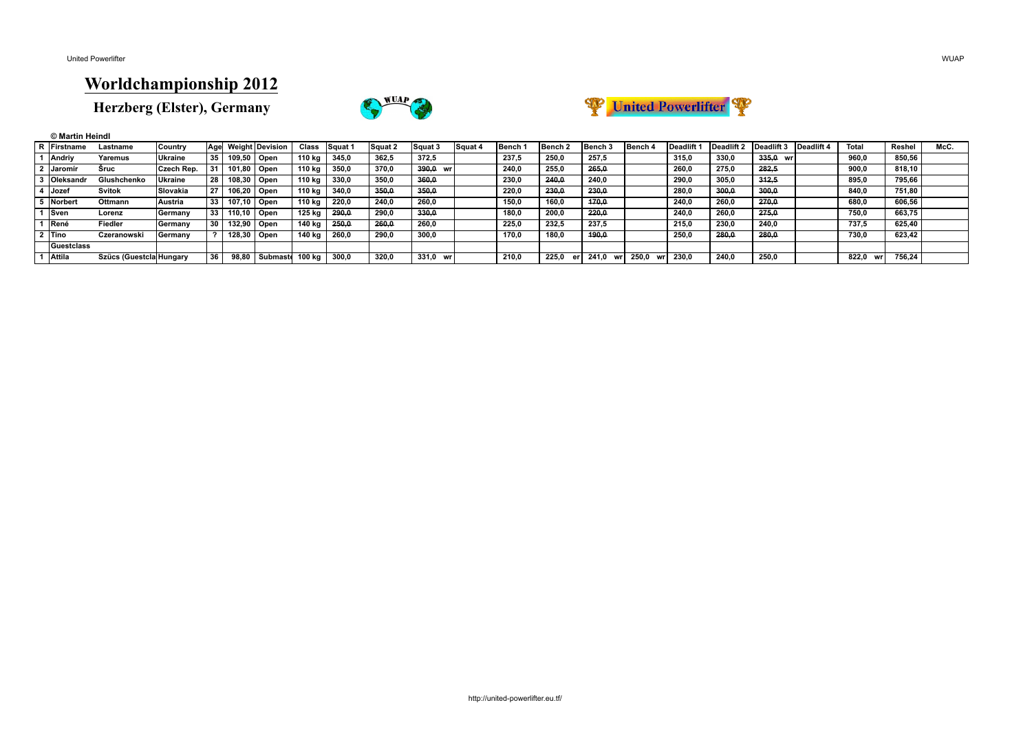# Worldchampionship 2012

## Herzberg (Elster), Germany

**© Martin Heindl**

| R | Firstname | Lastname | Country | Age | Weight | Devision | Class | Squat 1 | Squat 2 | Squat 3 | Squat 4 | Bench 1 | Bench 2 | Bench 3 | Bench 4 | Deadlift 1 | Deadlift 2 | Deadlift 3 | Deadlift 4 | Total | Reshel | McC. |
|---|---|---|---|---|---|---|---|---|---|---|---|---|---|---|---|---|---|---|---|---|---|---|
| 1 | Andriy | Yaremus | Ukraine | 35 | 109,50 | Open | 110 kg | 345,0 | 362,5 | 372,5 | | 237,5 | 250,0 | 257,5 | | 315,0 | 330,0 | ~~335,0~~ wr | | 960,0 | 850,56 | |
| 2 | Jaromír | Šruc | Czech Rep. | 31 | 101,80 | Open | 110 kg | 350,0 | 370,0 | ~~390,0~~ wr | | 240,0 | 255,0 | ~~265,0~~ | | 260,0 | 275,0 | ~~282,5~~ | | 900,0 | 818,10 | |
| 3 | Oleksandr | Glushchenko | Ukraine | 28 | 108,30 | Open | 110 kg | 330,0 | 350,0 | ~~360,0~~ | | 230,0 | ~~240,0~~ | 240,0 | | 290,0 | 305,0 | ~~312,5~~ | | 895,0 | 795,66 | |
| 4 | Jozef | Svitok | Slovakia | 27 | 106,20 | Open | 110 kg | 340,0 | ~~350,0~~ | ~~350,0~~ | | 220,0 | ~~230,0~~ | ~~230,0~~ | | 280,0 | ~~300,0~~ | ~~300,0~~ | | 840,0 | 751,80 | |
| 5 | Norbert | Ottmann | Austria | 33 | 107,10 | Open | 110 kg | 220,0 | 240,0 | 260,0 | | 150,0 | 160,0 | ~~170,0~~ | | 240,0 | 260,0 | ~~270,0~~ | | 680,0 | 606,56 | |
| 1 | Sven | Lorenz | Germany | 33 | 110,10 | Open | 125 kg | ~~290,0~~ | 290,0 | ~~330,0~~ | | 180,0 | 200,0 | ~~220,0~~ | | 240,0 | 260,0 | ~~275,0~~ | | 750,0 | 663,75 | |
| 1 | René | Fiedler | Germany | 30 | 132,90 | Open | 140 kg | ~~250,0~~ | ~~260,0~~ | 260,0 | | 225,0 | 232,5 | 237,5 | | 215,0 | 230,0 | 240,0 | | 737,5 | 625,40 | |
| 2 | Tino | Czeranowski | Germany | ? | 128,30 | Open | 140 kg | 260,0 | 290,0 | 300,0 | | 170,0 | 180,0 | ~~190,0~~ | | 250,0 | ~~280,0~~ | ~~280,0~~ | | 730,0 | 623,42 | |
| | Guestclass | | | | | | | | | | | | | | | | | | | | | |
| 1 | Attila | Szücs (Guestcla | Hungary | 36 | 98,80 | Submaste | 100 kg | 300,0 | 320,0 | 331,0 wr | | 210,0 | 225,0 er | 241,0 wr | 250,0 wr | 230,0 | 240,0 | 250,0 | | 822,0 wr | 756,24 | |